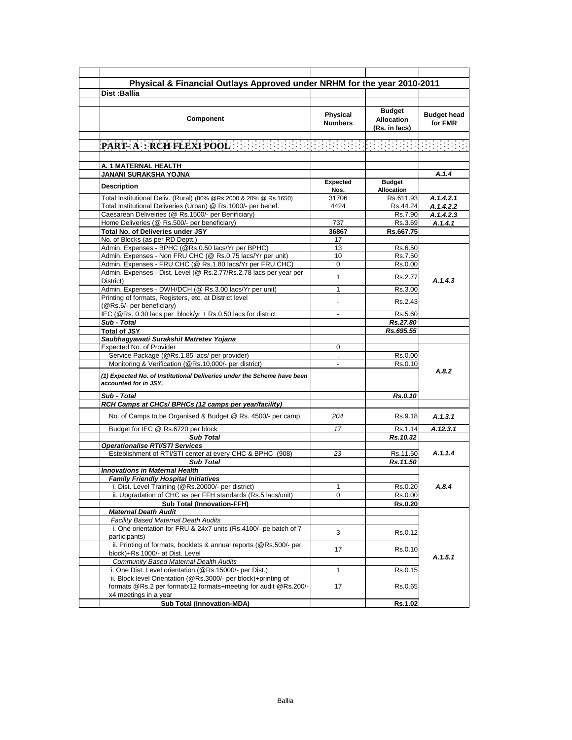# Physical & Financial Outlays Approved under NRHM for the year 2010-2011

**Dist :Ballia**

| Component | Physical Numbers | Budget Allocation (Rs. in lacs) | Budget head for FMR |
|---|---|---|---|
| **PART- A : RCH FLEXI POOL** | | | |
| **A. 1 MATERNAL HEALTH** | | | |
| **JANANI SURAKSHA YOJNA** | | | *A.1.4* |
| **Description** | **Expected Nos.** | **Budget Allocation** | |
| Total Institutional Deliv. (Rural) (80% @Rs.2000 & 20% @ Rs.1650) | 31706 | Rs.611.93 | *A.1.4.2.1* |
| Total Institutional Deliveries (Urban) @ Rs.1000/- per benef. | 4424 | Rs.44.24 | *A.1.4.2.2* |
| Caesarean Deliveiries (@ Rs.1500/- per Benificiary) | | Rs.7.90 | *A.1.4.2.3* |
| Home Deliveries (@ Rs.500/- per beneficiary) | 737 | Rs.3.69 | *A.1.4.1* |
| **Total No. of Deliveries under JSY** | **36867** | **Rs.667.75** | |
| No. of Blocks (as per RD Deptt.) | 17 | | |
| Admin. Expenses - BPHC (@Rs.0.50 lacs/Yr per BPHC) | 13 | Rs.6.50 | *A.1.4.3* |
| Admin. Expenses - Non FRU CHC (@ Rs.0.75 lacs/Yr per unit) | 10 | Rs.7.50 | |
| Admin. Expenses - FRU CHC (@ Rs.1.80 lacs/Yr per FRU CHC) | 0 | Rs.0.00 | |
| Admin. Expenses - Dist. Level (@ Rs.2.77/Rs.2.78 lacs per year per District) | 1 | Rs.2.77 | |
| Admin. Expenses - DWH/DCH (@ Rs.3.00 lacs/Yr per unit) | 1 | Rs.3.00 | |
| Printing of formats, Registers, etc. at District level (@Rs.6/- per beneficiary) | - | Rs.2.43 | |
| IEC (@Rs. 0.30 lacs per block/yr + Rs.0.50 lacs for district | - | Rs.5.60 | |
| ***Sub - Total*** | | ***Rs.27.80*** | |
| **Total of JSY** | | ***Rs.695.55*** | |
| ***Saubhagyawati Surakshit Matretev Yojana*** | | | |
| Expected No. of Provider | 0 | | *A.8.2* |
| Service Package (@Rs.1.85 lacs/ per provider) | . | Rs.0.00 | |
| Monitoring & Verification (@Rs.10,000/- per district) | - | Rs.0.10 | |
| ***(1) Expected No. of Institutional Deliveries under the Scheme have been accounted for in JSY.*** | | | |
| ***Sub - Total*** | | ***Rs.0.10*** | |
| ***RCH Camps at CHCs/ BPHCs (12 camps per year/facility)*** | | | |
| No. of Camps to be Organised & Budget @ Rs. 4500/- per camp | *204* | Rs.9.18 | *A.1.3.1* |
| Budget for IEC @ Rs.6720 per block | *17* | Rs.1.14 | *A.12.3.1* |
| ***Sub Total*** | | ***Rs.10.32*** | |
| ***Operationalise RTI/STI Services*** | | | |
| Esteblishment of RTI/STI center at every CHC & BPHC (908) | *23* | Rs.11.50 | *A.1.1.4* |
| ***Sub Total*** | | ***Rs.11.50*** | |
| ***Innovations in Maternal Health*** | | | |
| ***Family Friendly Hospital Initiatives*** | | | *A.8.4* |
| i. Dist. Level Training (@Rs.20000/- per district) | 1 | Rs.0.20 | |
| ii. Upgradation of CHC as per FFH standards (Rs.5 lacs/unit) | 0 | Rs.0.00 | |
| **Sub Total (Innovation-FFH)** | | **Rs.0.20** | |
| ***Maternal Death Audit*** | | | *A.1.5.1* |
| *Facility Based Maternal Death Audits* | | | |
| i. One orientation for FRU & 24x7 units (Rs.4100/- pe batch of 7 participants) | 3 | Rs.0.12 | |
| ii. Printing of formats, booklets & annual reports (@Rs.500/- per block)+Rs.1000/- at Dist. Level | 17 | Rs.0.10 | |
| *Community Based Maternal Dealth Audits* | | | |
| i. One Dist. Level orientation (@Rs.15000/- per Dist.) | 1 | Rs.0.15 | |
| ii. Block level Orientation (@Rs.3000/- per block)+printing of formats @Rs.2 per formatx12 formats+meeting for audit @Rs.200/- x4 meetings in a year | 17 | Rs.0.65 | |
| **Sub Total (Innovation-MDA)** | | **Rs.1.02** | |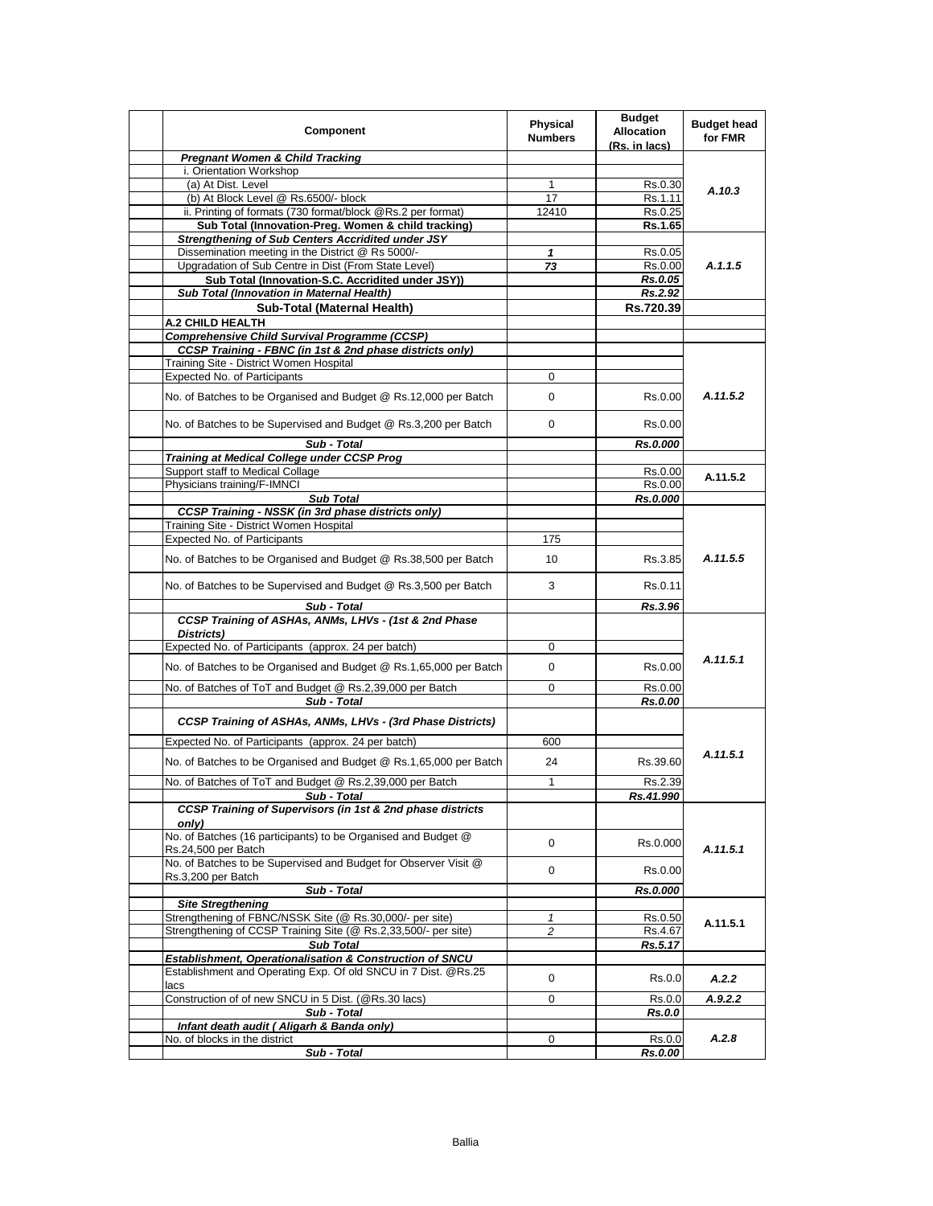| | Component | Physical Numbers | Budget Allocation (Rs. in lacs) | Budget head for FMR |
|---|---|---|---|---|
| | ***Pregnant Women & Child Tracking*** | | | |
| | i. Orientation Workshop | | | |
| | (a) At Dist. Level | 1 | Rs.0.30 | *A.10.3* |
| | (b) At Block Level @ Rs.6500/- block | 17 | Rs.1.11 | |
| | ii. Printing of formats (730 format/block @Rs.2 per format) | 12410 | Rs.0.25 | |
| | **Sub Total (Innovation-Preg. Women & child tracking)** | | **Rs.1.65** | |
| | ***Strengthening of Sub Centers Accridited under JSY*** | | | |
| | Dissemination meeting in the District @ Rs 5000/- | ***1*** | Rs.0.05 | *A.1.1.5* |
| | Upgradation of Sub Centre in Dist (From State Level) | ***73*** | Rs.0.00 | |
| | **Sub Total (Innovation-S.C. Accridited under JSY))** | | ***Rs.0.05*** | |
| | ***Sub Total (Innovation in Maternal Health)*** | | ***Rs.2.92*** | |
| | **Sub-Total (Maternal Health)** | | **Rs.720.39** | |
| | **A.2 CHILD HEALTH** | | | |
| | ***Comprehensive Child Survival Programme (CCSP)*** | | | |
| | ***CCSP Training - FBNC (in 1st & 2nd phase districts only)*** | | | |
| | Training Site - District Women Hospital | | | |
| | Expected No. of Participants | 0 | | |
| | No. of Batches to be Organised and Budget @ Rs.12,000 per Batch | 0 | Rs.0.00 | *A.11.5.2* |
| | No. of Batches to be Supervised and Budget @ Rs.3,200 per Batch | 0 | Rs.0.00 | |
| | ***Sub - Total*** | | ***Rs.0.000*** | |
| | ***Training at Medical College under CCSP Prog*** | | | |
| | Support staff to Medical Collage | | Rs.0.00 | A.11.5.2 |
| | Physicians training/F-IMNCI | | Rs.0.00 | |
| | ***Sub Total*** | | ***Rs.0.000*** | |
| | ***CCSP Training - NSSK (in 3rd phase districts only)*** | | | |
| | Training Site - District Women Hospital | | | |
| | Expected No. of Participants | 175 | | |
| | No. of Batches to be Organised and Budget @ Rs.38,500 per Batch | 10 | Rs.3.85 | *A.11.5.5* |
| | No. of Batches to be Supervised and Budget @ Rs.3,500 per Batch | 3 | Rs.0.11 | |
| | ***Sub - Total*** | | ***Rs.3.96*** | |
| | ***CCSP Training of ASHAs, ANMs, LHVs - (1st & 2nd Phase Districts)*** | | | |
| | Expected No. of Participants (approx. 24 per batch) | 0 | | |
| | No. of Batches to be Organised and Budget @ Rs.1,65,000 per Batch | 0 | Rs.0.00 | *A.11.5.1* |
| | No. of Batches of ToT and Budget @ Rs.2,39,000 per Batch | 0 | Rs.0.00 | |
| | ***Sub - Total*** | | ***Rs.0.00*** | |
| | ***CCSP Training of ASHAs, ANMs, LHVs - (3rd Phase Districts)*** | | | |
| | Expected No. of Participants (approx. 24 per batch) | 600 | | |
| | No. of Batches to be Organised and Budget @ Rs.1,65,000 per Batch | 24 | Rs.39.60 | *A.11.5.1* |
| | No. of Batches of ToT and Budget @ Rs.2,39,000 per Batch | 1 | Rs.2.39 | |
| | ***Sub - Total*** | | ***Rs.41.990*** | |
| | ***CCSP Training of Supervisors (in 1st & 2nd phase districts only)*** | | | |
| | No. of Batches (16 participants) to be Organised and Budget @ Rs.24,500 per Batch | 0 | Rs.0.000 | *A.11.5.1* |
| | No. of Batches to be Supervised and Budget for Observer Visit @ Rs.3,200 per Batch | 0 | Rs.0.00 | |
| | ***Sub - Total*** | | ***Rs.0.000*** | |
| | ***Site Stregthening*** | | | |
| | Strengthening of FBNC/NSSK Site (@ Rs.30,000/- per site) | *1* | Rs.0.50 | A.11.5.1 |
| | Strengthening of CCSP Training Site (@ Rs.2,33,500/- per site) | *2* | Rs.4.67 | |
| | ***Sub Total*** | | ***Rs.5.17*** | |
| | ***Establishment, Operationalisation & Construction of SNCU*** | | | |
| | Establishment and Operating Exp. Of old SNCU in 7 Dist. @Rs.25 lacs | 0 | Rs.0.0 | ***A.2.2*** |
| | Construction of of new SNCU in 5 Dist. (@Rs.30 lacs) | 0 | Rs.0.0 | ***A.9.2.2*** |
| | ***Sub - Total*** | | ***Rs.0.0*** | |
| | ***Infant death audit ( Aligarh & Banda only)*** | | | |
| | No. of blocks in the district | 0 | Rs.0.0 | *A.2.8* |
| | ***Sub - Total*** | | ***Rs.0.00*** | |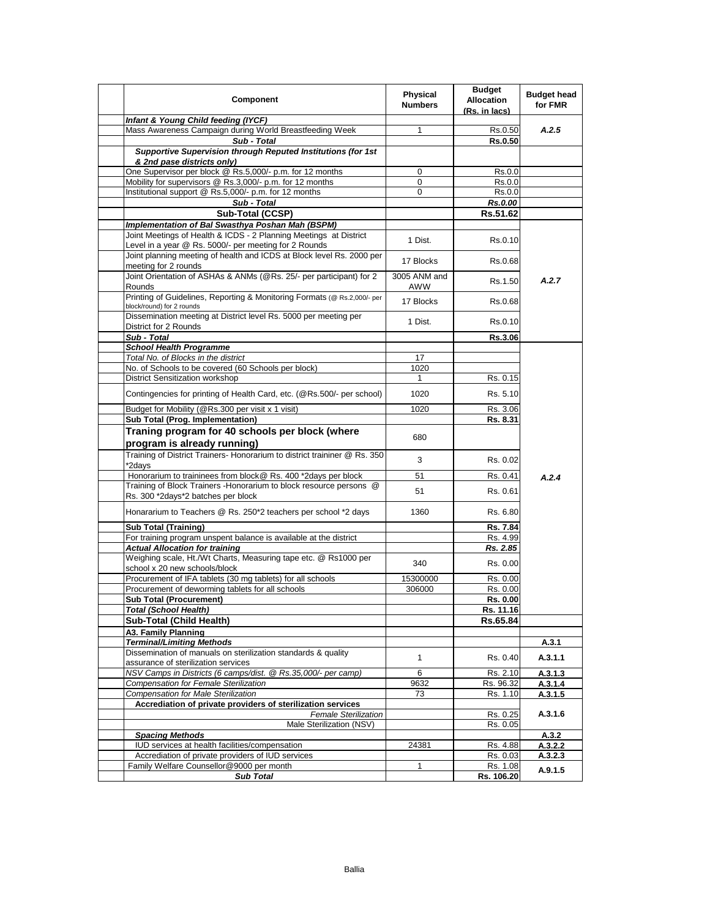| Component | Physical Numbers | Budget Allocation (Rs. in lacs) | Budget head for FMR |
|---|---|---|---|
| ***Infant & Young Child feeding (IYCF)*** | | | |
| Mass Awareness Campaign during World Breastfeeding Week | 1 | Rs.0.50 | *A.2.5* |
| ***Sub - Total*** | | **Rs.0.50** | |
| ***Supportive Supervision through Reputed Institutions (for 1st & 2nd pase districts only)*** | | | |
| One Supervisor per block @ Rs.5,000/- p.m. for 12 months | 0 | Rs.0.0 | |
| Mobility for supervisors @ Rs.3,000/- p.m. for 12 months | 0 | Rs.0.0 | |
| Institutional support @ Rs.5,000/- p.m. for 12 months | 0 | Rs.0.0 | |
| ***Sub - Total*** | | ***Rs.0.00*** | |
| **Sub-Total (CCSP)** | | **Rs.51.62** | |
| ***Implementation of Bal Swasthya Poshan Mah (BSPM)*** | | | |
| Joint Meetings of Health & ICDS - 2 Planning Meetings at District Level in a year @ Rs. 5000/- per meeting for 2 Rounds | 1 Dist. | Rs.0.10 | *A.2.7* |
| Joint planning meeting of health and ICDS at Block level Rs. 2000 per meeting for 2 rounds | 17 Blocks | Rs.0.68 | |
| Joint Orientation of ASHAs & ANMs (@Rs. 25/- per participant) for 2 Rounds | 3005 ANM and AWW | Rs.1.50 | |
| Printing of Guidelines, Reporting & Monitoring Formats (@ Rs.2,000/- per block/round) for 2 rounds | 17 Blocks | Rs.0.68 | |
| Dissemination meeting at District level Rs. 5000 per meeting per District for 2 Rounds | 1 Dist. | Rs.0.10 | |
| ***Sub - Total*** | | **Rs.3.06** | |
| ***School Health Programme*** | | | *A.2.4* |
| *Total No. of Blocks in the district* | 17 | | |
| No. of Schools to be covered (60 Schools per block) | 1020 | | |
| District Sensitization workshop | 1 | Rs. 0.15 | |
| Contingencies for printing of Health Card, etc. (@Rs.500/- per school) | 1020 | Rs. 5.10 | |
| Budget for Mobility (@Rs.300 per visit x 1 visit) | 1020 | Rs. 3.06 | |
| **Sub Total (Prog. Implementation)** | | **Rs. 8.31** | |
| **Traning program for 40 schools per block (where program is already running)** | 680 | | |
| Training of District Trainers- Honorarium to district traininer @ Rs. 350 *2days | 3 | Rs. 0.02 | |
| Honorarium to traininees from block@ Rs. 400 *2days per block | 51 | Rs. 0.41 | |
| Training of Block Trainers -Honorarium to block resource persons @ Rs. 300 *2days*2 batches per block | 51 | Rs. 0.61 | |
| Honorarium to Teachers @ Rs. 250*2 teachers per school *2 days | 1360 | Rs. 6.80 | |
| **Sub Total (Training)** | | **Rs. 7.84** | |
| For training program unspent balance is available at the district | | Rs. 4.99 | |
| ***Actual Allocation for training*** | | ***Rs. 2.85*** | |
| Weighing scale, Ht./Wt Charts, Measuring tape etc. @ Rs1000 per school x 20 new schools/block | 340 | Rs. 0.00 | |
| Procurement of IFA tablets (30 mg tablets) for all schools | 15300000 | Rs. 0.00 | |
| Procurement of deworming tablets for all schools | 306000 | Rs. 0.00 | |
| **Sub Total (Procurement)** | | **Rs. 0.00** | |
| ***Total (School Health)*** | | **Rs. 11.16** | |
| **Sub-Total (Child Health)** | | **Rs.65.84** | |
| **A3. Family Planning** | | | |
| ***Terminal/Limiting Methods*** | | | **A.3.1** |
| Dissemination of manuals on sterilization standards & quality assurance of sterilization services | 1 | Rs. 0.40 | **A.3.1.1** |
| *NSV Camps in Districts (6 camps/dist. @ Rs.35,000/- per camp)* | 6 | Rs. 2.10 | **A.3.1.3** |
| *Compensation for Female Sterilization* | 9632 | Rs. 96.32 | **A.3.1.4** |
| *Compensation for Male Sterilization* | 73 | Rs. 1.10 | **A.3.1.5** |
| **Accrediation of private providers of sterilization services** | | | **A.3.1.6** |
| *Female Sterilization* | | Rs. 0.25 | |
| Male Sterilization (NSV) | | Rs. 0.05 | |
| ***Spacing Methods*** | | | **A.3.2** |
| IUD services at health facilities/compensation | 24381 | Rs. 4.88 | **A.3.2.2** |
| Accrediation of private providers of IUD services | | Rs. 0.03 | **A.3.2.3** |
| Family Welfare Counsellor@9000 per month | 1 | Rs. 1.08 | **A.9.1.5** |
| ***Sub Total*** | | **Rs. 106.20** | |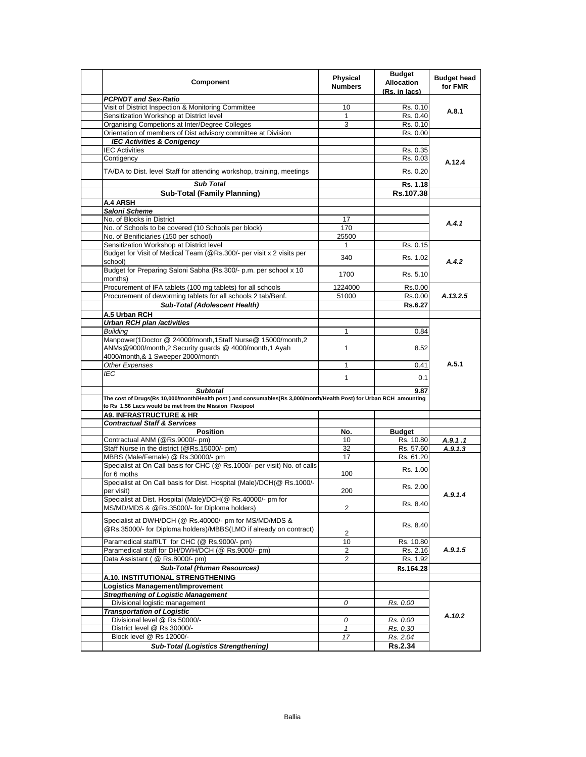| Component | Physical Numbers | Budget Allocation (Rs. in lacs) | Budget head for FMR |
|---|---|---|---|
| ***PCPNDT and Sex-Ratio*** | | | |
| Visit of District Inspection & Monitoring Committee | 10 | Rs. 0.10 | A.8.1 |
| Sensitization Workshop at District level | 1 | Rs. 0.40 | |
| Organising Competions at Inter/Degree Colleges | 3 | Rs. 0.10 | |
| Orientation of members of Dist advisory committee at Division | | Rs. 0.00 | |
| ***IEC Activities & Conigency*** | | | |
| IEC Activities | | Rs. 0.35 | A.12.4 |
| Contigency | | Rs. 0.03 | |
| TA/DA to Dist. level Staff for attending workshop, training, meetings | | Rs. 0.20 | |
| ***Sub Total*** | | **Rs. 1.18** | |
| **Sub-Total (Family Planning)** | | **Rs.107.38** | |
| **A.4 ARSH** | | | |
| ***Saloni Scheme*** | | | |
| No. of Blocks in District | 17 | | *A.4.1* |
| No. of Schools to be covered (10 Schools per block) | 170 | | |
| No. of Benificiaries (150 per school) | 25500 | | |
| Sensitization Workshop at District level | 1 | Rs. 0.15 | *A.4.2* |
| Budget for Visit of Medical Team (@Rs.300/- per visit x 2 visits per school) | 340 | Rs. 1.02 | |
| Budget for Preparing Saloni Sabha (Rs.300/- p.m. per school x 10 months) | 1700 | Rs. 5.10 | |
| Procurement of IFA tablets (100 mg tablets) for all schools | 1224000 | Rs.0.00 | *A.13.2.5* |
| Procurement of deworming tablets for all schools 2 tab/Benf. | 51000 | Rs.0.00 | |
| ***Sub-Total (Adolescent Health)*** | | ***Rs.6.27*** | |
| **A.5 Urban RCH** | | | |
| ***Urban RCH plan /activities*** | | | |
| *Building* | 1 | 0.84 | A.5.1 |
| Manpower(1Doctor @ 24000/month,1Staff Nurse@ 15000/month,2 ANMs@9000/month,2 Security guards @ 4000/month,1 Ayah 4000/month,& 1 Sweeper 2000/month | 1 | 8.52 | |
| *Other Expenses* | 1 | 0.41 | |
| *IEC* | 1 | 0.1 | |
| ***Subtotal*** | | **9.87** | |
| **The cost of Drugs(Rs 10,000/month/Health post ) and consumables(Rs 3,000/month/Health Post) for Urban RCH amounting to Rs 1.56 Lacs would be met from the Mission Flexipool** | | | |
| **A9. INFRASTRUCTURE & HR** | | | |
| ***Contractual Staff & Services*** | | | |
| **Position** | **No.** | **Budget** | |
| Contractual ANM (@Rs.9000/- pm) | 10 | Rs. 10.80 | *A.9.1 .1* |
| Staff Nurse in the district (@Rs.15000/- pm) | 32 | Rs. 57.60 | *A.9.1.3* |
| MBBS (Male/Female) @ Rs.30000/- pm | 17 | Rs. 61.20 | *A.9.1.4* |
| Specialist at On Call basis for CHC (@ Rs.1000/- per visit) No. of calls for 6 moths | 100 | Rs. 1.00 | |
| Specialist at On Call basis for Dist. Hospital (Male)/DCH(@ Rs.1000/- per visit) | 200 | Rs. 2.00 | |
| Specialist at Dist. Hospital (Male)/DCH(@ Rs.40000/- pm for MS/MD/MDS & @Rs.35000/- for Diploma holders) | 2 | Rs. 8.40 | |
| Specialist at DWH/DCH (@ Rs.40000/- pm for MS/MD/MDS & @Rs.35000/- for Diploma holders)/MBBS(LMO if already on contract) | 2 | Rs. 8.40 | |
| Paramedical staff/LT for CHC (@ Rs.9000/- pm) | 10 | Rs. 10.80 | *A.9.1.5* |
| Paramedical staff for DH/DWH/DCH (@ Rs.9000/- pm) | 2 | Rs. 2.16 | |
| Data Assistant ( @ Rs.8000/- pm) | 2 | Rs. 1.92 | |
| ***Sub-Total (Human Resources)*** | | **Rs.164.28** | |
| **A.10. INSTITUTIONAL STRENGTHENING** | | | |
| **Logistics Management/Improvement** | | | |
| ***Stregthening of Logistic Management*** | | | *A.10.2* |
| Divisional logistic management | *0* | *Rs. 0.00* | |
| ***Transportation of Logistic*** | | | |
| Divisional level @ Rs 50000/- | *0* | *Rs. 0.00* | |
| District level @ Rs 30000/- | *1* | *Rs. 0.30* | |
| Block level @ Rs 12000/- | *17* | *Rs. 2.04* | |
| ***Sub-Total (Logistics Strengthening)*** | | **Rs.2.34** | |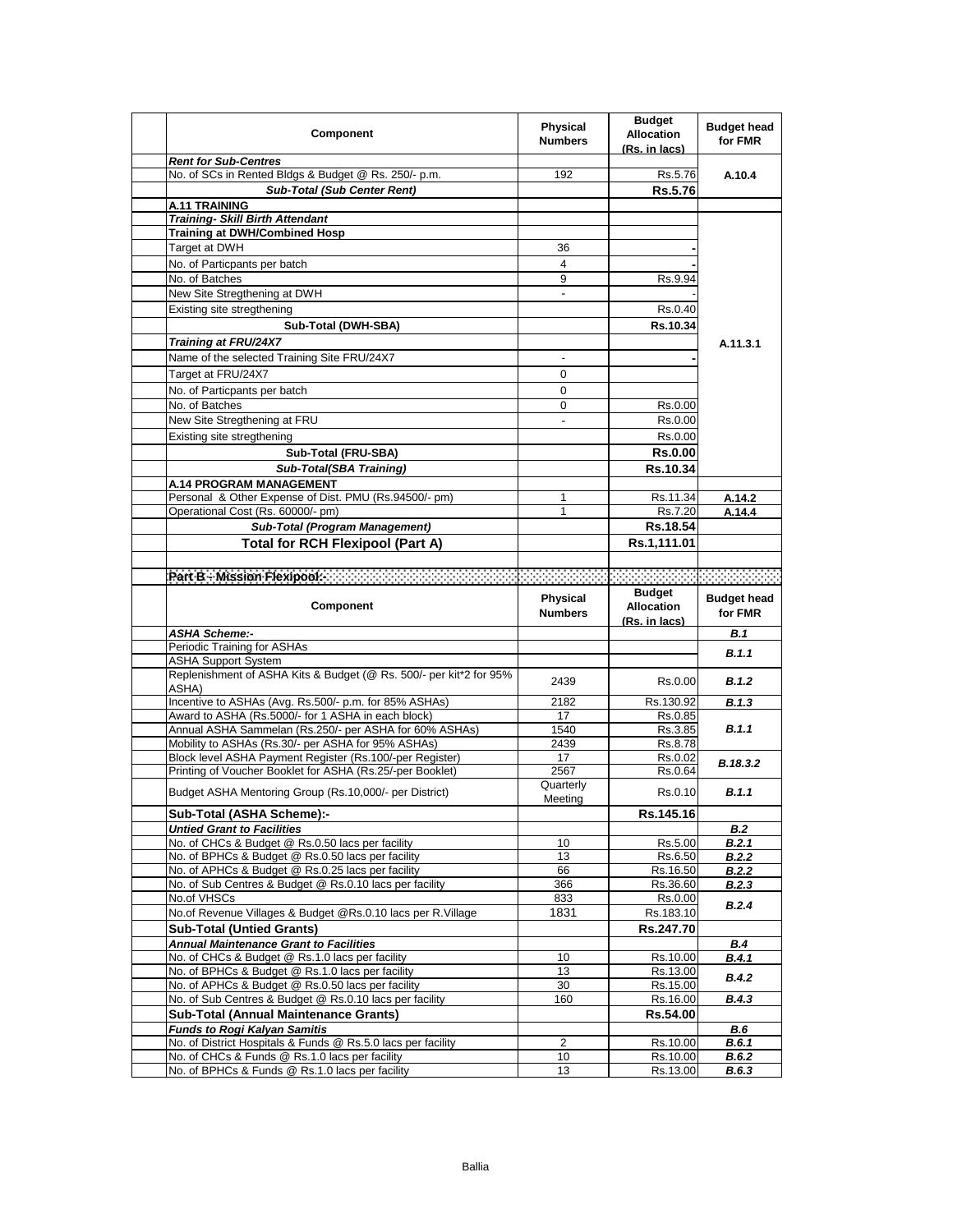| Component | Physical Numbers | Budget Allocation (Rs. in lacs) | Budget head for FMR |
|---|---|---|---|
| ***Rent for Sub-Centres*** | | | |
| No. of SCs in Rented Bldgs & Budget @ Rs. 250/- p.m. | 192 | Rs.5.76 | A.10.4 |
| ***Sub-Total (Sub Center Rent)*** | | **Rs.5.76** | |
| **A.11 TRAINING** | | | |
| ***Training- Skill Birth Attendant*** | | | A.11.3.1 |
| **Training at DWH/Combined Hosp** | | | |
| Target at DWH | 36 | - | |
| No. of Particpants per batch | 4 | - | |
| No. of Batches | 9 | Rs.9.94 | |
| New Site Stregthening at DWH | - | - | |
| Existing site stregthening | | Rs.0.40 | |
| **Sub-Total (DWH-SBA)** | | **Rs.10.34** | |
| ***Training at FRU/24X7*** | | | |
| Name of the selected Training Site FRU/24X7 | - | - | |
| Target at FRU/24X7 | 0 | | |
| No. of Particpants per batch | 0 | | |
| No. of Batches | 0 | Rs.0.00 | |
| New Site Stregthening at FRU | - | Rs.0.00 | |
| Existing site stregthening | | Rs.0.00 | |
| **Sub-Total (FRU-SBA)** | | **Rs.0.00** | |
| ***Sub-Total(SBA Training)*** | | **Rs.10.34** | |
| **A.14 PROGRAM MANAGEMENT** | | | |
| Personal & Other Expense of Dist. PMU (Rs.94500/- pm) | 1 | Rs.11.34 | A.14.2 |
| Operational Cost (Rs. 60000/- pm) | 1 | Rs.7.20 | A.14.4 |
| ***Sub-Total (Program Management)*** | | **Rs.18.54** | |
| **Total for RCH Flexipool (Part A)** | | **Rs.1,111.01** | |

**Part B - Mission Flexipool:-**

| Component | Physical Numbers | Budget Allocation (Rs. in lacs) | Budget head for FMR |
|---|---|---|---|
| ***ASHA Scheme:-*** | | | ***B.1*** |
| Periodic Training for ASHAs | | | ***B.1.1*** |
| ASHA Support System | | | |
| Replenishment of ASHA Kits & Budget (@ Rs. 500/- per kit*2 for 95% ASHA) | 2439 | Rs.0.00 | ***B.1.2*** |
| Incentive to ASHAs (Avg. Rs.500/- p.m. for 85% ASHAs) | 2182 | Rs.130.92 | ***B.1.3*** |
| Award to ASHA (Rs.5000/- for 1 ASHA in each block) | 17 | Rs.0.85 | ***B.1.1*** |
| Annual ASHA Sammelan (Rs.250/- per ASHA for 60% ASHAs) | 1540 | Rs.3.85 | |
| Mobility to ASHAs (Rs.30/- per ASHA for 95% ASHAs) | 2439 | Rs.8.78 | |
| Block level ASHA Payment Register (Rs.100/-per Register) | 17 | Rs.0.02 | ***B.18.3.2*** |
| Printing of Voucher Booklet for ASHA (Rs.25/-per Booklet) | 2567 | Rs.0.64 | |
| Budget ASHA Mentoring Group (Rs.10,000/- per District) | Quarterly Meeting | Rs.0.10 | ***B.1.1*** |
| **Sub-Total (ASHA Scheme):-** | | **Rs.145.16** | |
| ***Untied Grant to Facilities*** | | | ***B.2*** |
| No. of CHCs & Budget @ Rs.0.50 lacs per facility | 10 | Rs.5.00 | ***B.2.1*** |
| No. of BPHCs & Budget @ Rs.0.50 lacs per facility | 13 | Rs.6.50 | ***B.2.2*** |
| No. of APHCs & Budget @ Rs.0.25 lacs per facility | 66 | Rs.16.50 | ***B.2.2*** |
| No. of Sub Centres & Budget @ Rs.0.10 lacs per facility | 366 | Rs.36.60 | ***B.2.3*** |
| No.of VHSCs | 833 | Rs.0.00 | ***B.2.4*** |
| No.of Revenue Villages & Budget @Rs.0.10 lacs per R.Village | 1831 | Rs.183.10 | |
| **Sub-Total (Untied Grants)** | | **Rs.247.70** | |
| ***Annual Maintenance Grant to Facilities*** | | | ***B.4*** |
| No. of CHCs & Budget @ Rs.1.0 lacs per facility | 10 | Rs.10.00 | ***B.4.1*** |
| No. of BPHCs & Budget @ Rs.1.0 lacs per facility | 13 | Rs.13.00 | ***B.4.2*** |
| No. of APHCs & Budget @ Rs.0.50 lacs per facility | 30 | Rs.15.00 | |
| No. of Sub Centres & Budget @ Rs.0.10 lacs per facility | 160 | Rs.16.00 | ***B.4.3*** |
| **Sub-Total (Annual Maintenance Grants)** | | **Rs.54.00** | |
| ***Funds to Rogi Kalyan Samitis*** | | | ***B.6*** |
| No. of District Hospitals & Funds @ Rs.5.0 lacs per facility | 2 | Rs.10.00 | ***B.6.1*** |
| No. of CHCs & Funds @ Rs.1.0 lacs per facility | 10 | Rs.10.00 | ***B.6.2*** |
| No. of BPHCs & Funds @ Rs.1.0 lacs per facility | 13 | Rs.13.00 | ***B.6.3*** |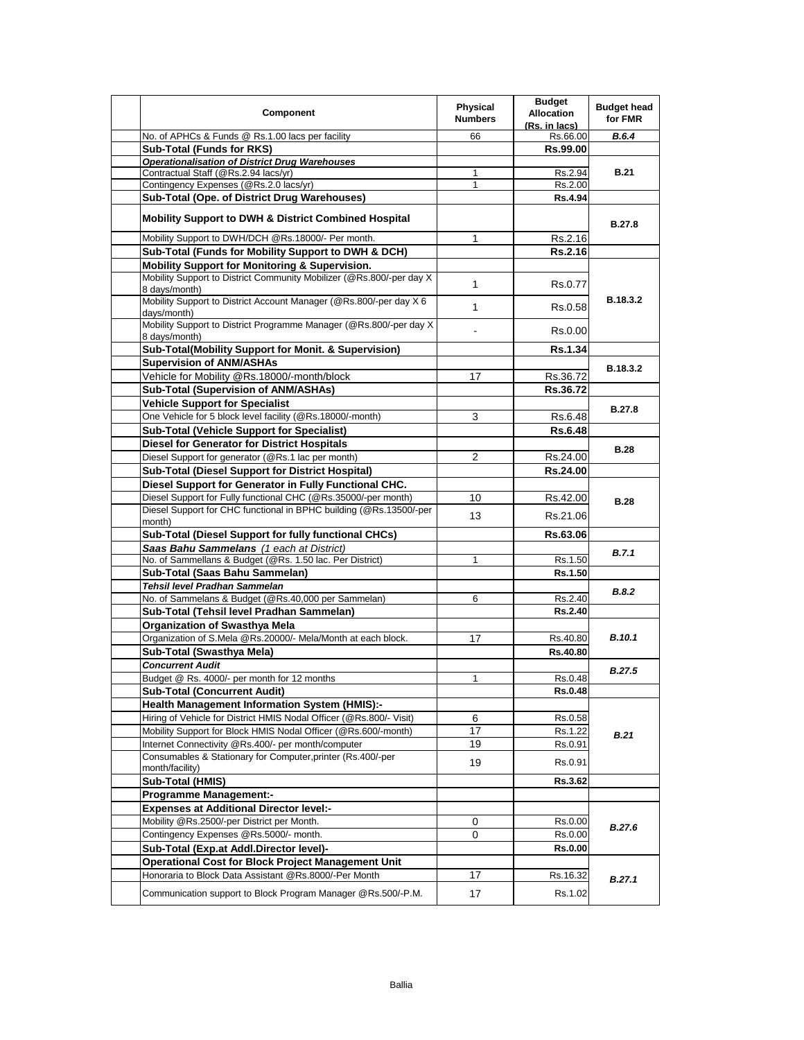| | Component | Physical Numbers | Budget Allocation (Rs. in lacs) | Budget head for FMR |
|---|---|---|---|---|
| | No. of APHCs & Funds @ Rs.1.00 lacs per facility | 66 | Rs.66.00 | ***B.6.4*** |
| | **Sub-Total (Funds for RKS)** | | **Rs.99.00** | |
| | ***Operationalisation of District Drug Warehouses*** | | | |
| | Contractual Staff (@Rs.2.94 lacs/yr) | 1 | Rs.2.94 | **B.21** |
| | Contingency Expenses (@Rs.2.0 lacs/yr) | 1 | Rs.2.00 | |
| | **Sub-Total (Ope. of District Drug Warehouses)** | | **Rs.4.94** | |
| | **Mobility Support to DWH & District Combined Hospital** | | | **B.27.8** |
| | Mobility Support to DWH/DCH @Rs.18000/- Per month. | 1 | Rs.2.16 | |
| | **Sub-Total (Funds for Mobility Support to DWH & DCH)** | | **Rs.2.16** | |
| | **Mobility Support for Monitoring & Supervision.** | | | |
| | Mobility Support to District Community Mobilizer (@Rs.800/-per day X 8 days/month) | 1 | Rs.0.77 | **B.18.3.2** |
| | Mobility Support to District Account Manager (@Rs.800/-per day X 6 days/month) | 1 | Rs.0.58 | |
| | Mobility Support to District Programme Manager (@Rs.800/-per day X 8 days/month) | - | Rs.0.00 | |
| | **Sub-Total(Mobility Support for Monit. & Supervision)** | | **Rs.1.34** | |
| | **Supervision of ANM/ASHAs** | | | **B.18.3.2** |
| | Vehicle for Mobility @Rs.18000/-month/block | 17 | Rs.36.72 | |
| | **Sub-Total (Supervision of ANM/ASHAs)** | | **Rs.36.72** | |
| | **Vehicle Support for Specialist** | | | **B.27.8** |
| | One Vehicle for 5 block level facility (@Rs.18000/-month) | 3 | Rs.6.48 | |
| | **Sub-Total (Vehicle Support for Specialist)** | | **Rs.6.48** | |
| | **Diesel for Generator for District Hospitals** | | | **B.28** |
| | Diesel Support for generator (@Rs.1 lac per month) | 2 | Rs.24.00 | |
| | **Sub-Total (Diesel Support for District Hospital)** | | **Rs.24.00** | |
| | **Diesel Support for Generator in Fully Functional CHC.** | | | |
| | Diesel Support for Fully functional CHC (@Rs.35000/-per month) | 10 | Rs.42.00 | **B.28** |
| | Diesel Support for CHC functional in BPHC building (@Rs.13500/-per month) | 13 | Rs.21.06 | |
| | **Sub-Total (Diesel Support for fully functional CHCs)** | | **Rs.63.06** | |
| | ***Saas Bahu Sammelans** (1 each at District)* | | | ***B.7.1*** |
| | No. of Sammellans & Budget (@Rs. 1.50 lac. Per District) | 1 | Rs.1.50 | |
| | **Sub-Total (Saas Bahu Sammelan)** | | **Rs.1.50** | |
| | ***Tehsil level Pradhan Sammelan*** | | | ***B.8.2*** |
| | No. of Sammelans & Budget (@Rs.40,000 per Sammelan) | 6 | Rs.2.40 | |
| | **Sub-Total (Tehsil level Pradhan Sammelan)** | | **Rs.2.40** | |
| | **Organization of Swasthya Mela** | | | |
| | Organization of S.Mela @Rs.20000/- Mela/Month at each block. | 17 | Rs.40.80 | ***B.10.1*** |
| | **Sub-Total (Swasthya Mela)** | | **Rs.40.80** | |
| | ***Concurrent Audit*** | | | ***B.27.5*** |
| | Budget @ Rs. 4000/- per month for 12 months | 1 | Rs.0.48 | |
| | **Sub-Total (Concurrent Audit)** | | **Rs.0.48** | |
| | **Health Management Information System (HMIS):-** | | | |
| | Hiring of Vehicle for District HMIS Nodal Officer (@Rs.800/- Visit) | 6 | Rs.0.58 | ***B.21*** |
| | Mobility Support for Block HMIS Nodal Officer (@Rs.600/-month) | 17 | Rs.1.22 | |
| | Internet Connectivity @Rs.400/- per month/computer | 19 | Rs.0.91 | |
| | Consumables & Stationary for Computer,printer (Rs.400/-per month/facility) | 19 | Rs.0.91 | |
| | **Sub-Total (HMIS)** | | **Rs.3.62** | |
| | **Programme Management:-** | | | |
| | **Expenses at Additional Director level:-** | | | |
| | Mobility @Rs.2500/-per District per Month. | 0 | Rs.0.00 | ***B.27.6*** |
| | Contingency Expenses @Rs.5000/- month. | 0 | Rs.0.00 | |
| | **Sub-Total (Exp.at Addl.Director level)-** | | **Rs.0.00** | |
| | **Operational Cost for Block Project Management Unit** | | | |
| | Honoraria to Block Data Assistant @Rs.8000/-Per Month | 17 | Rs.16.32 | ***B.27.1*** |
| | Communication support to Block Program Manager @Rs.500/-P.M. | 17 | Rs.1.02 | |

Ballia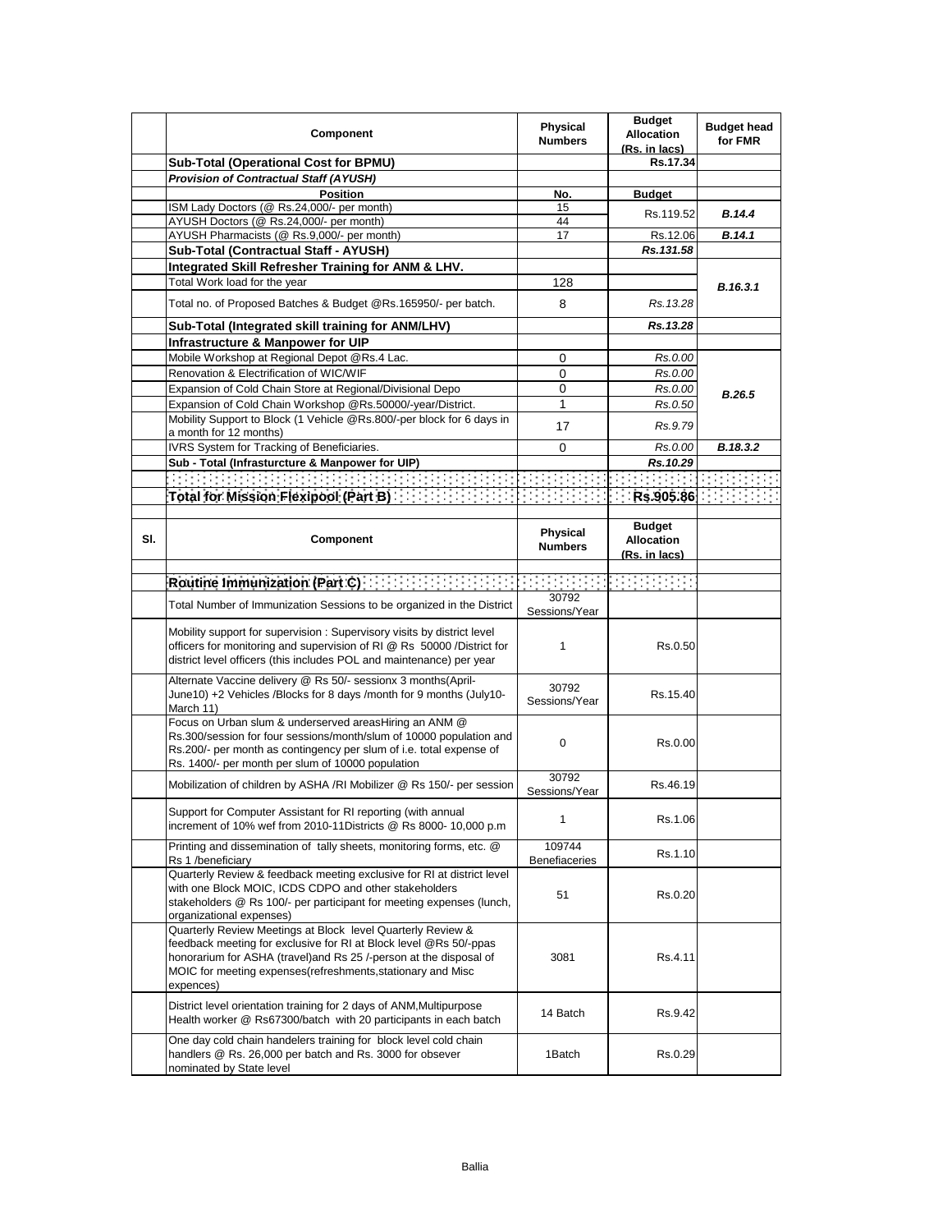| | Component | Physical Numbers | Budget Allocation (Rs. in lacs) | Budget head for FMR |
|---|---|---|---|---|
| | **Sub-Total (Operational Cost for BPMU)** | | **Rs.17.34** | |
| | ***Provision of Contractual Staff (AYUSH)*** | | | |
| | **Position** | **No.** | **Budget** | |
| | ISM Lady Doctors (@ Rs.24,000/- per month) | 15 | Rs.119.52 | ***B.14.4*** |
| | AYUSH Doctors (@ Rs.24,000/- per month) | 44 | | |
| | AYUSH Pharmacists (@ Rs.9,000/- per month) | 17 | Rs.12.06 | ***B.14.1*** |
| | **Sub-Total (Contractual Staff - AYUSH)** | | ***Rs.131.58*** | |
| | **Integrated Skill Refresher Training for ANM & LHV.** | | | ***B.16.3.1*** |
| | Total Work load for the year | 128 | | |
| | Total no. of Proposed Batches & Budget @Rs.165950/- per batch. | 8 | *Rs.13.28* | |
| | **Sub-Total (Integrated skill training for ANM/LHV)** | | ***Rs.13.28*** | |
| | **Infrastructure & Manpower for UIP** | | | |
| | Mobile Workshop at Regional Depot @Rs.4 Lac. | 0 | *Rs.0.00* | ***B.26.5*** |
| | Renovation & Electrification of WIC/WIF | 0 | *Rs.0.00* | |
| | Expansion of Cold Chain Store at Regional/Divisional Depo | 0 | *Rs.0.00* | |
| | Expansion of Cold Chain Workshop @Rs.50000/-year/District. | 1 | *Rs.0.50* | |
| | Mobility Support to Block (1 Vehicle @Rs.800/-per block for 6 days in a month for 12 months) | 17 | *Rs.9.79* | |
| | IVRS System for Tracking of Beneficiaries. | 0 | *Rs.0.00* | ***B.18.3.2*** |
| | **Sub - Total (Infrasturcture & Manpower for UIP)** | | ***Rs.10.29*** | |
| | | | | |
| | **Total for Mission Flexipool (Part B)** | | **Rs.905.86** | |

| Sl. | Component | Physical Numbers | Budget Allocation (Rs. in lacs) | |
|---|---|---|---|---|
| | **Routine Immunization (Part C)** | | | |
| | Total Number of Immunization Sessions to be organized in the District | 30792 Sessions/Year | | |
| | Mobility support for supervision : Supervisory visits by district level officers for monitoring and supervision of RI @ Rs 50000 /District for district level officers (this includes POL and maintenance) per year | 1 | Rs.0.50 | |
| | Alternate Vaccine delivery @ Rs 50/- sessionx 3 months(April-June10) +2 Vehicles /Blocks for 8 days /month for 9 months (July10-March 11) | 30792 Sessions/Year | Rs.15.40 | |
| | Focus on Urban slum & underserved areasHiring an ANM @ Rs.300/session for four sessions/month/slum of 10000 population and Rs.200/- per month as contingency per slum of i.e. total expense of Rs. 1400/- per month per slum of 10000 population | 0 | Rs.0.00 | |
| | Mobilization of children by ASHA /RI Mobilizer @ Rs 150/- per session | 30792 Sessions/Year | Rs.46.19 | |
| | Support for Computer Assistant for RI reporting (with annual increment of 10% wef from 2010-11Districts @ Rs 8000- 10,000 p.m | 1 | Rs.1.06 | |
| | Printing and dissemination of tally sheets, monitoring forms, etc. @ Rs 1 /beneficiary | 109744 Benefiaceries | Rs.1.10 | |
| | Quarterly Review & feedback meeting exclusive for RI at district level with one Block MOIC, ICDS CDPO and other stakeholders stakeholders @ Rs 100/- per participant for meeting expenses (lunch, organizational expenses) | 51 | Rs.0.20 | |
| | Quarterly Review Meetings at Block level Quarterly Review & feedback meeting for exclusive for RI at Block level @Rs 50/-ppas honorarium for ASHA (travel)and Rs 25 /-person at the disposal of MOIC for meeting expenses(refreshments,stationary and Misc expences) | 3081 | Rs.4.11 | |
| | District level orientation training for 2 days of ANM,Multipurpose Health worker @ Rs67300/batch with 20 participants in each batch | 14 Batch | Rs.9.42 | |
| | One day cold chain handelers training for block level cold chain handlers @ Rs. 26,000 per batch and Rs. 3000 for obsever nominated by State level | 1Batch | Rs.0.29 | |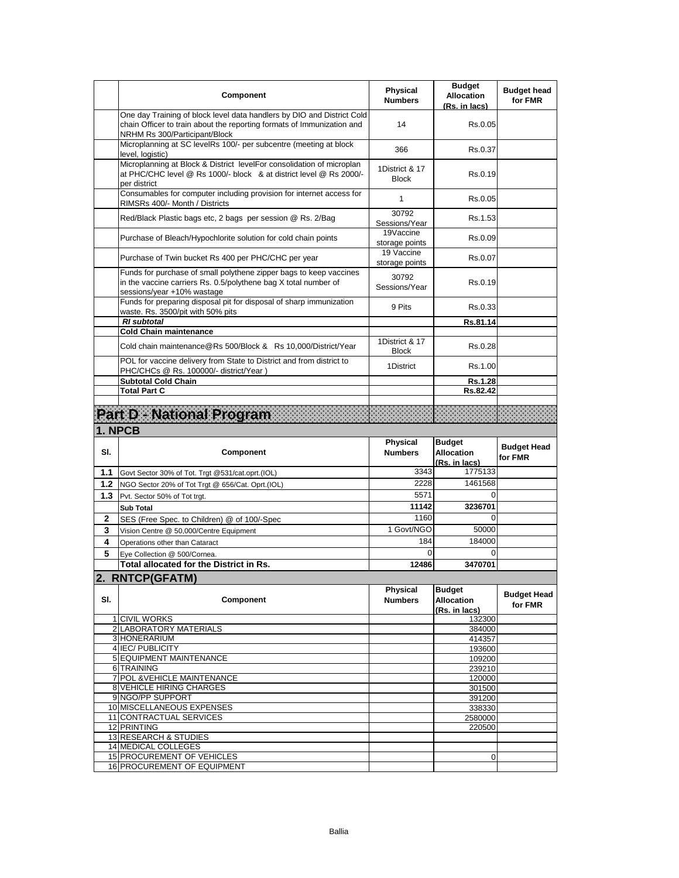| | Component | Physical Numbers | Budget Allocation (Rs. in lacs) | Budget head for FMR |
|---|---|---|---|---|
| | One day Training of block level data handlers by DIO and District Cold chain Officer to train about the reporting formats of Immunization and NRHM Rs 300/Participant/Block | 14 | Rs.0.05 | |
| | Microplanning at SC levelRs 100/- per subcentre (meeting at block level, logistic) | 366 | Rs.0.37 | |
| | Microplanning at Block & District levelFor consolidation of microplan at PHC/CHC level @ Rs 1000/- block & at district level @ Rs 2000/- per district | 1District & 17 Block | Rs.0.19 | |
| | Consumables for computer including provision for internet access for RIMSRs 400/- Month / Districts | 1 | Rs.0.05 | |
| | Red/Black Plastic bags etc, 2 bags per session @ Rs. 2/Bag | 30792 Sessions/Year | Rs.1.53 | |
| | Purchase of Bleach/Hypochlorite solution for cold chain points | 19Vaccine storage points | Rs.0.09 | |
| | Purchase of Twin bucket Rs 400 per PHC/CHC per year | 19 Vaccine storage points | Rs.0.07 | |
| | Funds for purchase of small polythene zipper bags to keep vaccines in the vaccine carriers Rs. 0.5/polythene bag X total number of sessions/year +10% wastage | 30792 Sessions/Year | Rs.0.19 | |
| | Funds for preparing disposal pit for disposal of sharp immunization waste. Rs. 3500/pit with 50% pits | 9 Pits | Rs.0.33 | |
| | ***RI subtotal*** | | **Rs.81.14** | |
| | **Cold Chain maintenance** | | | |
| | Cold chain maintenance@Rs 500/Block & Rs 10,000/District/Year | 1District & 17 Block | Rs.0.28 | |
| | POL for vaccine delivery from State to District and from district to PHC/CHCs @ Rs. 100000/- district/Year ) | 1District | Rs.1.00 | |
| | **Subtotal Cold Chain** | | **Rs.1.28** | |
| | **Total Part C** | | **Rs.82.42** | |

# Part D - National Program

## 1. NPCB

| Sl. | Component | Physical Numbers | Budget Allocation (Rs. in lacs) | Budget Head for FMR |
|---|---|---|---|---|
| 1.1 | Govt Sector 30% of Tot. Trgt @531/cat.oprt.(IOL) | 3343 | 1775133 | |
| 1.2 | NGO Sector 20% of Tot Trgt @ 656/Cat. Oprt.(IOL) | 2228 | 1461568 | |
| 1.3 | Pvt. Sector 50% of Tot trgt. | 5571 | 0 | |
| | **Sub Total** | **11142** | **3236701** | |
| 2 | SES (Free Spec. to Children) @ of 100/-Spec | 1160 | 0 | |
| 3 | Vision Centre @ 50,000/Centre Equipment | 1 Govt/NGO | 50000 | |
| 4 | Operations other than Cataract | 184 | 184000 | |
| 5 | Eye Collection @ 500/Cornea. | 0 | 0 | |
| | **Total allocated for the District in Rs.** | **12486** | **3470701** | |

## 2. RNTCP(GFATM)

| Sl. | Component | Physical Numbers | Budget Allocation (Rs. in lacs) | Budget Head for FMR |
|---|---|---|---|---|
| 1 | CIVIL WORKS | | 132300 | |
| 2 | LABORATORY MATERIALS | | 384000 | |
| 3 | HONERARIUM | | 414357 | |
| 4 | IEC/ PUBLICITY | | 193600 | |
| 5 | EQUIPMENT MAINTENANCE | | 109200 | |
| 6 | TRAINING | | 239210 | |
| 7 | POL &VEHICLE MAINTENANCE | | 120000 | |
| 8 | VEHICLE HIRING CHARGES | | 301500 | |
| 9 | NGO/PP SUPPORT | | 391200 | |
| 10 | MISCELLANEOUS EXPENSES | | 338330 | |
| 11 | CONTRACTUAL SERVICES | | 2580000 | |
| 12 | PRINTING | | 220500 | |
| 13 | RESEARCH & STUDIES | | | |
| 14 | MEDICAL COLLEGES | | | |
| 15 | PROCUREMENT OF VEHICLES | | 0 | |
| 16 | PROCUREMENT OF EQUIPMENT | | | |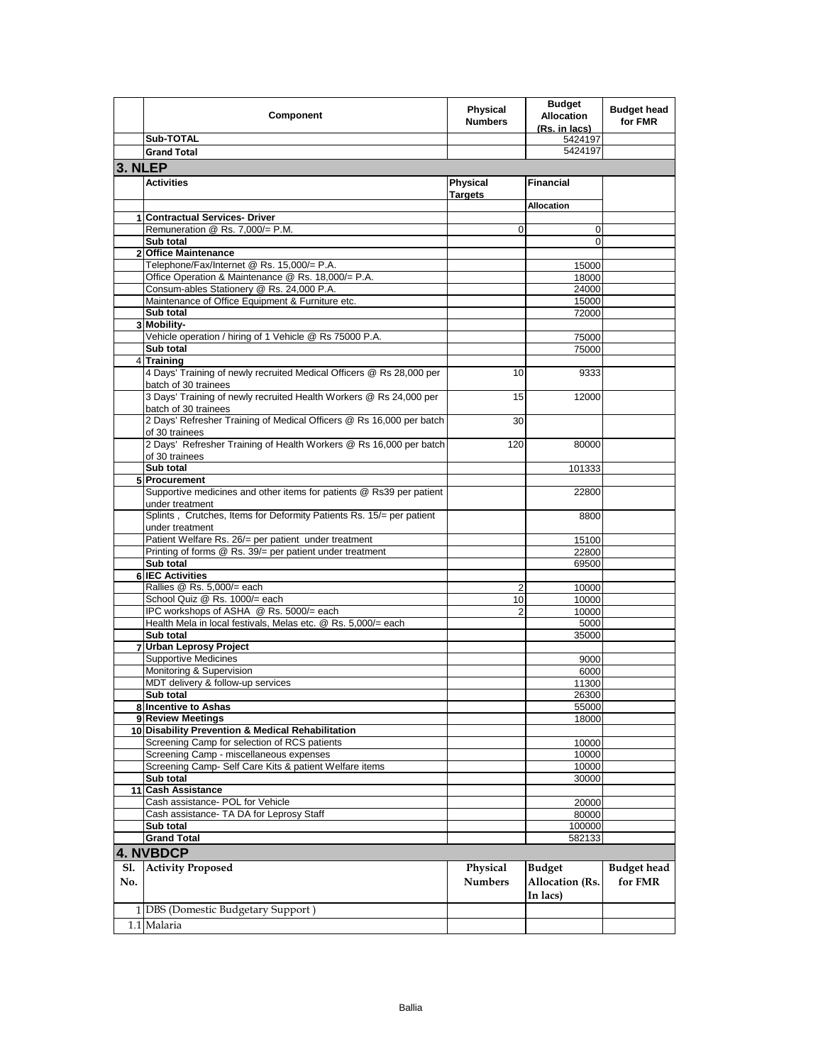| | Component | Physical Numbers | Budget Allocation (Rs. in lacs) | Budget head for FMR |
|---|---|---|---|---|
| | **Sub-TOTAL** | | 5424197 | |
| | **Grand Total** | | 5424197 | |

## 3. NLEP

| | Activities | Physical Targets | Financial | |
|---|---|---|---|---|
| | | | **Allocation** | |
| 1 | **Contractual Services- Driver** | | | |
| | Remuneration @ Rs. 7,000/= P.M. | 0 | 0 | |
| | **Sub total** | | 0 | |
| 2 | **Office Maintenance** | | | |
| | Telephone/Fax/Internet @ Rs. 15,000/= P.A. | | 15000 | |
| | Office Operation & Maintenance @ Rs. 18,000/= P.A. | | 18000 | |
| | Consum-ables Stationery @ Rs. 24,000 P.A. | | 24000 | |
| | Maintenance of Office Equipment & Furniture etc. | | 15000 | |
| | **Sub total** | | 72000 | |
| 3 | **Mobility-** | | | |
| | Vehicle operation / hiring of 1 Vehicle @ Rs 75000 P.A. | | 75000 | |
| | **Sub total** | | 75000 | |
| 4 | **Training** | | | |
| | 4 Days' Training of newly recruited Medical Officers @ Rs 28,000 per batch of 30 trainees | 10 | 9333 | |
| | 3 Days' Training of newly recruited Health Workers @ Rs 24,000 per batch of 30 trainees | 15 | 12000 | |
| | 2 Days' Refresher Training of Medical Officers @ Rs 16,000 per batch of 30 trainees | 30 | | |
| | 2 Days' Refresher Training of Health Workers @ Rs 16,000 per batch of 30 trainees | 120 | 80000 | |
| | **Sub total** | | 101333 | |
| 5 | **Procurement** | | | |
| | Supportive medicines and other items for patients @ Rs39 per patient under treatment | | 22800 | |
| | Splints , Crutches, Items for Deformity Patients Rs. 15/= per patient under treatment | | 8800 | |
| | Patient Welfare Rs. 26/= per patient under treatment | | 15100 | |
| | Printing of forms @ Rs. 39/= per patient under treatment | | 22800 | |
| | **Sub total** | | 69500 | |
| 6 | **IEC Activities** | | | |
| | Rallies @ Rs. 5,000/= each | 2 | 10000 | |
| | School Quiz @ Rs. 1000/= each | 10 | 10000 | |
| | IPC workshops of ASHA @ Rs. 5000/= each | 2 | 10000 | |
| | Health Mela in local festivals, Melas etc. @ Rs. 5,000/= each | | 5000 | |
| | **Sub total** | | 35000 | |
| 7 | **Urban Leprosy Project** | | | |
| | Supportive Medicines | | 9000 | |
| | Monitoring & Supervision | | 6000 | |
| | MDT delivery & follow-up services | | 11300 | |
| | **Sub total** | | 26300 | |
| 8 | **Incentive to Ashas** | | 55000 | |
| 9 | **Review Meetings** | | 18000 | |
| 10 | **Disability Prevention & Medical Rehabilitation** | | | |
| | Screening Camp for selection of RCS patients | | 10000 | |
| | Screening Camp - miscellaneous expenses | | 10000 | |
| | Screening Camp- Self Care Kits & patient Welfare items | | 10000 | |
| | **Sub total** | | 30000 | |
| 11 | **Cash Assistance** | | | |
| | Cash assistance- POL for Vehicle | | 20000 | |
| | Cash assistance- TA DA for Leprosy Staff | | 80000 | |
| | **Sub total** | | 100000 | |
| | **Grand Total** | | 582133 | |

## 4. NVBDCP

| Sl. No. | Activity Proposed | Physical Numbers | Budget Allocation (Rs. In lacs) | Budget head for FMR |
|---|---|---|---|---|
| 1 | DBS (Domestic Budgetary Support ) | | | |
| 1.1 | Malaria | | | |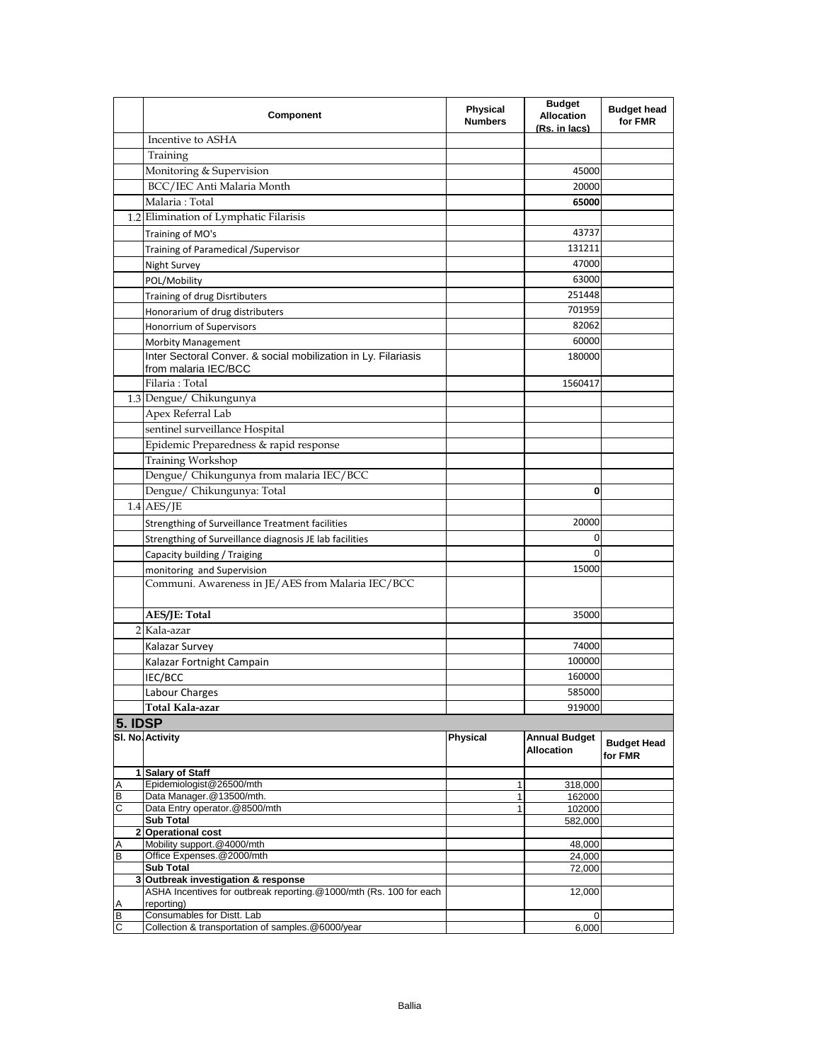|  | Component | Physical Numbers | Budget Allocation (Rs. in lacs) | Budget head for FMR |
|---|---|---|---|---|
|  | Incentive to ASHA |  |  |  |
|  | Training |  |  |  |
|  | Monitoring & Supervision |  | 45000 |  |
|  | BCC/IEC Anti Malaria Month |  | 20000 |  |
|  | Malaria : Total |  | **65000** |  |
| 1.2 | Elimination of Lymphatic Filarisis |  |  |  |
|  | Training of MO's |  | 43737 |  |
|  | Training of Paramedical /Supervisor |  | 131211 |  |
|  | Night Survey |  | 47000 |  |
|  | POL/Mobility |  | 63000 |  |
|  | Training of drug Disrtibuters |  | 251448 |  |
|  | Honorarium of drug distributers |  | 701959 |  |
|  | Honorrium of Supervisors |  | 82062 |  |
|  | Morbity Management |  | 60000 |  |
|  | Inter Sectoral Conver. & social mobilization in Ly. Filariasis from malaria IEC/BCC |  | 180000 |  |
|  | Filaria : Total |  | 1560417 |  |
| 1.3 | Dengue/ Chikungunya |  |  |  |
|  | Apex Referral Lab |  |  |  |
|  | sentinel surveillance Hospital |  |  |  |
|  | Epidemic Preparedness & rapid response |  |  |  |
|  | Training Workshop |  |  |  |
|  | Dengue/ Chikungunya from malaria IEC/BCC |  |  |  |
|  | Dengue/ Chikungunya: Total |  | **0** |  |
| 1.4 | AES/JE |  |  |  |
|  | Strengthing of Surveillance Treatment facilities |  | 20000 |  |
|  | Strengthing of Surveillance diagnosis JE lab facilities |  | 0 |  |
|  | Capacity building / Traiging |  | 0 |  |
|  | monitoring and Supervision |  | 15000 |  |
|  | Communi. Awareness in JE/AES from Malaria IEC/BCC |  |  |  |
|  | **AES/JE: Total** |  | 35000 |  |
| 2 | Kala-azar |  |  |  |
|  | Kalazar Survey |  | 74000 |  |
|  | Kalazar Fortnight Campain |  | 100000 |  |
|  | IEC/BCC |  | 160000 |  |
|  | Labour Charges |  | 585000 |  |
|  | **Total Kala-azar** |  | 919000 |  |

## 5. IDSP

| Sl. No. | Activity | Physical | Annual Budget Allocation | Budget Head for FMR |
|---|---|---|---|---|
| 1 | **Salary of Staff** |  |  |  |
| A | Epidemiologist@26500/mth | 1 | 318,000 |  |
| B | Data Manager.@13500/mth. | 1 | 162000 |  |
| C | Data Entry operator.@8500/mth | 1 | 102000 |  |
|  | **Sub Total** |  | 582,000 |  |
| 2 | **Operational cost** |  |  |  |
| A | Mobility support.@4000/mth |  | 48,000 |  |
| B | Office Expenses.@2000/mth |  | 24,000 |  |
|  | **Sub Total** |  | 72,000 |  |
| 3 | **Outbreak investigation & response** |  |  |  |
| A | ASHA Incentives for outbreak reporting.@1000/mth (Rs. 100 for each reporting) |  | 12,000 |  |
| B | Consumables for Distt. Lab |  | 0 |  |
| C | Collection & transportation of samples.@6000/year |  | 6,000 |  |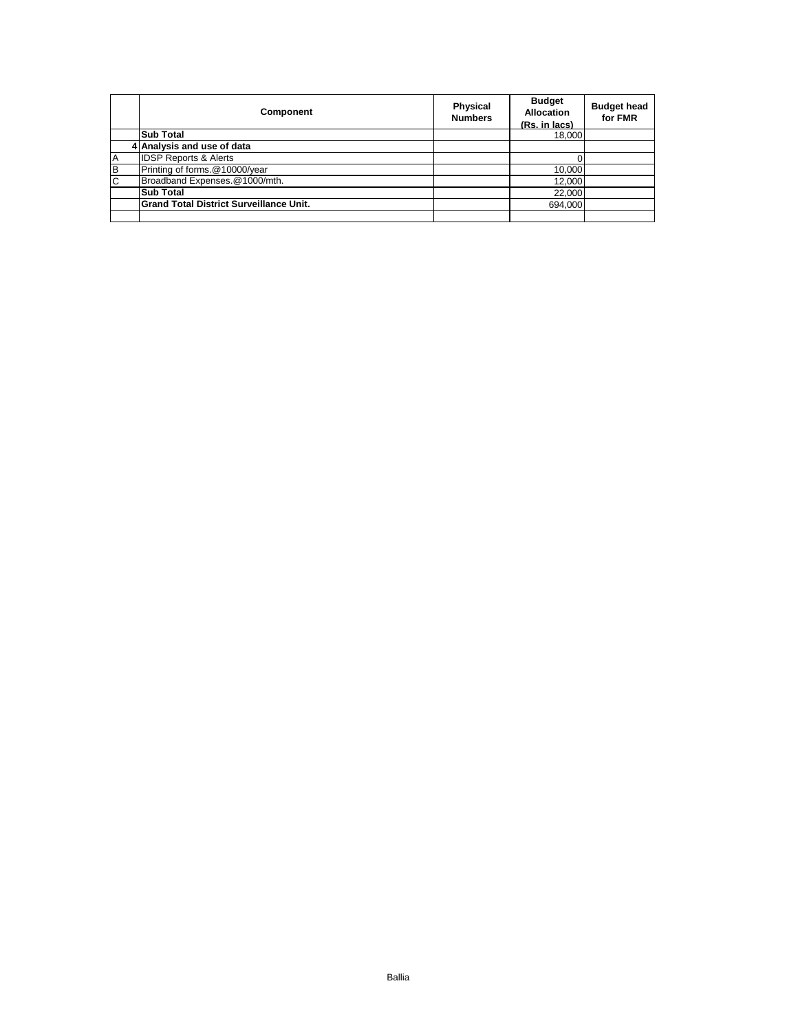| | Component | Physical Numbers | Budget Allocation (Rs. in lacs) | Budget head for FMR |
|---|---|---|---|---|
| | **Sub Total** | | 18,000 | |
| 4 | **Analysis and use of data** | | | |
| A | IDSP Reports & Alerts | | 0 | |
| B | Printing of forms.@10000/year | | 10,000 | |
| C | Broadband Expenses.@1000/mth. | | 12,000 | |
| | **Sub Total** | | 22,000 | |
| | **Grand Total District Surveillance Unit.** | | 694,000 | |
| | | | | |

Ballia